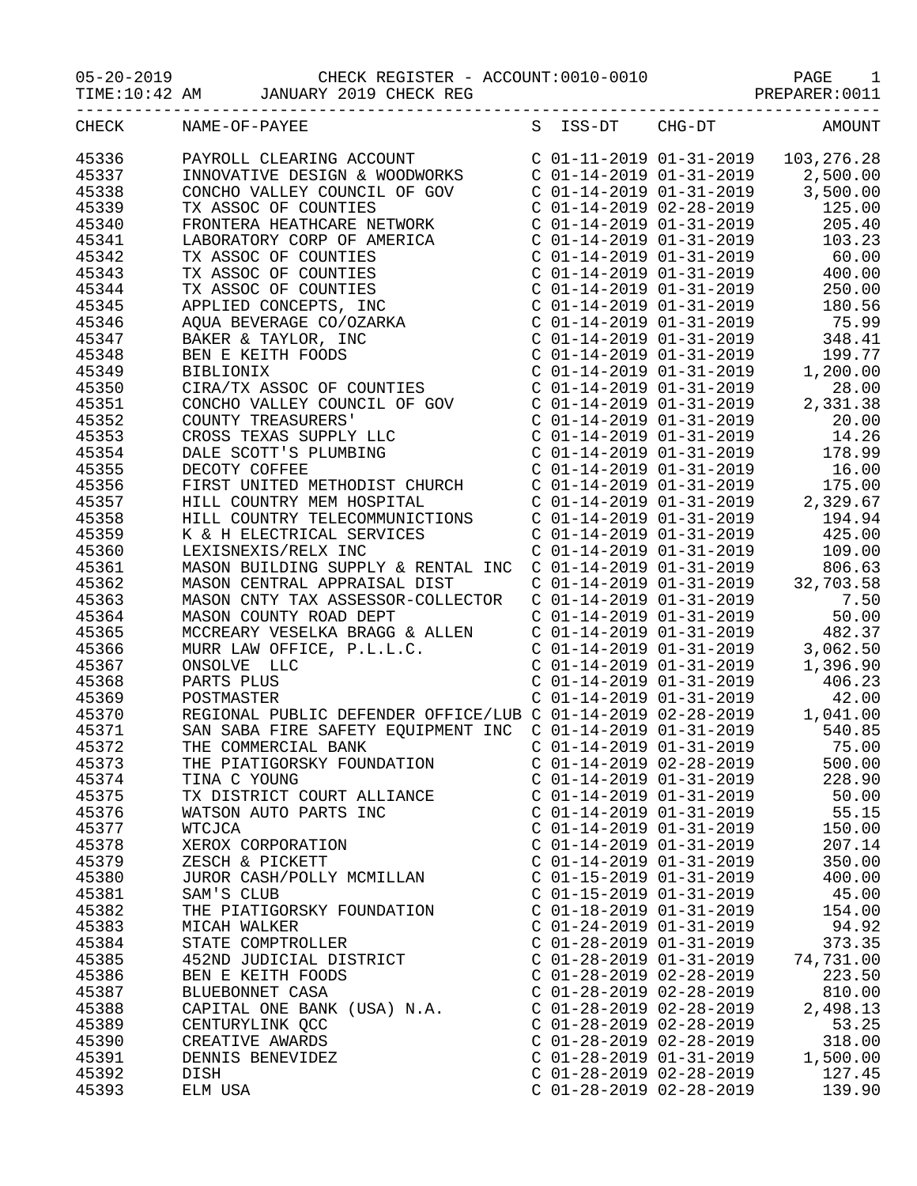05-20-2019 CHECK REGISTER - ACCOUNT:0010-0010

TIME:10:42 AM JANUARY 2019 CHECK REG PREPARER:0011

| CHECK | NAME-OF-PAYEE | S | ISS-DT | CHG-DT | AMOUNT |
|---|---|---|---|---|---|
| 45336 | PAYROLL CLEARING ACCOUNT | C | 01-11-2019 | 01-31-2019 | 103,276.28 |
| 45337 | INNOVATIVE DESIGN & WOODWORKS | C | 01-14-2019 | 01-31-2019 | 2,500.00 |
| 45338 | CONCHO VALLEY COUNCIL OF GOV | C | 01-14-2019 | 01-31-2019 | 3,500.00 |
| 45339 | TX ASSOC OF COUNTIES | C | 01-14-2019 | 02-28-2019 | 125.00 |
| 45340 | FRONTERA HEATHCARE NETWORK | C | 01-14-2019 | 01-31-2019 | 205.40 |
| 45341 | LABORATORY CORP OF AMERICA | C | 01-14-2019 | 01-31-2019 | 103.23 |
| 45342 | TX ASSOC OF COUNTIES | C | 01-14-2019 | 01-31-2019 | 60.00 |
| 45343 | TX ASSOC OF COUNTIES | C | 01-14-2019 | 01-31-2019 | 400.00 |
| 45344 | TX ASSOC OF COUNTIES | C | 01-14-2019 | 01-31-2019 | 250.00 |
| 45345 | APPLIED CONCEPTS, INC | C | 01-14-2019 | 01-31-2019 | 180.56 |
| 45346 | AQUA BEVERAGE CO/OZARKA | C | 01-14-2019 | 01-31-2019 | 75.99 |
| 45347 | BAKER & TAYLOR, INC | C | 01-14-2019 | 01-31-2019 | 348.41 |
| 45348 | BEN E KEITH FOODS | C | 01-14-2019 | 01-31-2019 | 199.77 |
| 45349 | BIBLIONIX | C | 01-14-2019 | 01-31-2019 | 1,200.00 |
| 45350 | CIRA/TX ASSOC OF COUNTIES | C | 01-14-2019 | 01-31-2019 | 28.00 |
| 45351 | CONCHO VALLEY COUNCIL OF GOV | C | 01-14-2019 | 01-31-2019 | 2,331.38 |
| 45352 | COUNTY TREASURERS' | C | 01-14-2019 | 01-31-2019 | 20.00 |
| 45353 | CROSS TEXAS SUPPLY LLC | C | 01-14-2019 | 01-31-2019 | 14.26 |
| 45354 | DALE SCOTT'S PLUMBING | C | 01-14-2019 | 01-31-2019 | 178.99 |
| 45355 | DECOTY COFFEE | C | 01-14-2019 | 01-31-2019 | 16.00 |
| 45356 | FIRST UNITED METHODIST CHURCH | C | 01-14-2019 | 01-31-2019 | 175.00 |
| 45357 | HILL COUNTRY MEM HOSPITAL | C | 01-14-2019 | 01-31-2019 | 2,329.67 |
| 45358 | HILL COUNTRY TELECOMMUNICTIONS | C | 01-14-2019 | 01-31-2019 | 194.94 |
| 45359 | K & H ELECTRICAL SERVICES | C | 01-14-2019 | 01-31-2019 | 425.00 |
| 45360 | LEXISNEXIS/RELX INC | C | 01-14-2019 | 01-31-2019 | 109.00 |
| 45361 | MASON BUILDING SUPPLY & RENTAL INC | C | 01-14-2019 | 01-31-2019 | 806.63 |
| 45362 | MASON CENTRAL APPRAISAL DIST | C | 01-14-2019 | 01-31-2019 | 32,703.58 |
| 45363 | MASON CNTY TAX ASSESSOR-COLLECTOR | C | 01-14-2019 | 01-31-2019 | 7.50 |
| 45364 | MASON COUNTY ROAD DEPT | C | 01-14-2019 | 01-31-2019 | 50.00 |
| 45365 | MCCREARY VESELKA BRAGG & ALLEN | C | 01-14-2019 | 01-31-2019 | 482.37 |
| 45366 | MURR LAW OFFICE, P.L.L.C. | C | 01-14-2019 | 01-31-2019 | 3,062.50 |
| 45367 | ONSOLVE LLC | C | 01-14-2019 | 01-31-2019 | 1,396.90 |
| 45368 | PARTS PLUS | C | 01-14-2019 | 01-31-2019 | 406.23 |
| 45369 | POSTMASTER | C | 01-14-2019 | 01-31-2019 | 42.00 |
| 45370 | REGIONAL PUBLIC DEFENDER OFFICE/LUB | C | 01-14-2019 | 02-28-2019 | 1,041.00 |
| 45371 | SAN SABA FIRE SAFETY EQUIPMENT INC | C | 01-14-2019 | 01-31-2019 | 540.85 |
| 45372 | THE COMMERCIAL BANK | C | 01-14-2019 | 01-31-2019 | 75.00 |
| 45373 | THE PIATIGORSKY FOUNDATION | C | 01-14-2019 | 02-28-2019 | 500.00 |
| 45374 | TINA C YOUNG | C | 01-14-2019 | 01-31-2019 | 228.90 |
| 45375 | TX DISTRICT COURT ALLIANCE | C | 01-14-2019 | 01-31-2019 | 50.00 |
| 45376 | WATSON AUTO PARTS INC | C | 01-14-2019 | 01-31-2019 | 55.15 |
| 45377 | WTCJCA | C | 01-14-2019 | 01-31-2019 | 150.00 |
| 45378 | XEROX CORPORATION | C | 01-14-2019 | 01-31-2019 | 207.14 |
| 45379 | ZESCH & PICKETT | C | 01-14-2019 | 01-31-2019 | 350.00 |
| 45380 | JUROR CASH/POLLY MCMILLAN | C | 01-15-2019 | 01-31-2019 | 400.00 |
| 45381 | SAM'S CLUB | C | 01-15-2019 | 01-31-2019 | 45.00 |
| 45382 | THE PIATIGORSKY FOUNDATION | C | 01-18-2019 | 01-31-2019 | 154.00 |
| 45383 | MICAH WALKER | C | 01-24-2019 | 01-31-2019 | 94.92 |
| 45384 | STATE COMPTROLLER | C | 01-28-2019 | 01-31-2019 | 373.35 |
| 45385 | 452ND JUDICIAL DISTRICT | C | 01-28-2019 | 01-31-2019 | 74,731.00 |
| 45386 | BEN E KEITH FOODS | C | 01-28-2019 | 02-28-2019 | 223.50 |
| 45387 | BLUEBONNET CASA | C | 01-28-2019 | 02-28-2019 | 810.00 |
| 45388 | CAPITAL ONE BANK (USA) N.A. | C | 01-28-2019 | 02-28-2019 | 2,498.13 |
| 45389 | CENTURYLINK QCC | C | 01-28-2019 | 02-28-2019 | 53.25 |
| 45390 | CREATIVE AWARDS | C | 01-28-2019 | 02-28-2019 | 318.00 |
| 45391 | DENNIS BENEVIDEZ | C | 01-28-2019 | 01-31-2019 | 1,500.00 |
| 45392 | DISH | C | 01-28-2019 | 02-28-2019 | 127.45 |
| 45393 | ELM USA | C | 01-28-2019 | 02-28-2019 | 139.90 |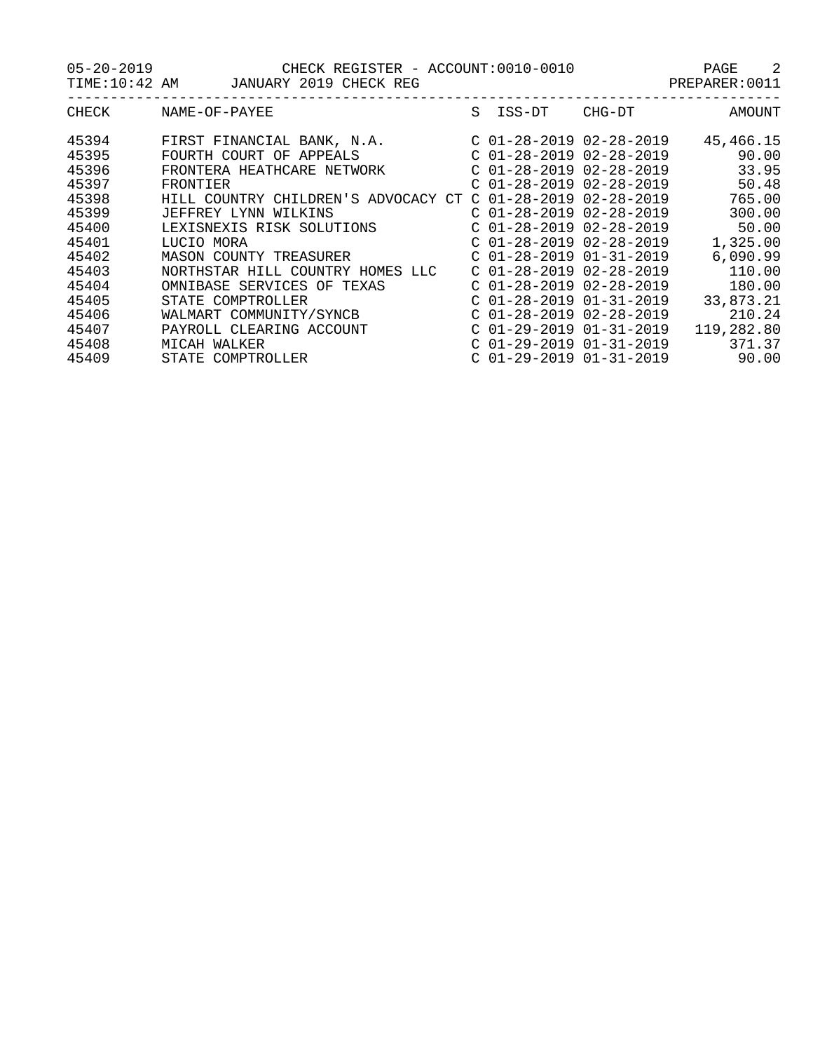05-20-2019 CHECK REGISTER - ACCOUNT:0010-0010
TIME:10:42 AM JANUARY 2019 CHECK REG PREPARER:0011

| CHECK | NAME-OF-PAYEE | S | ISS-DT | CHG-DT | AMOUNT |
|---|---|---|---|---|---|
| 45394 | FIRST FINANCIAL BANK, N.A. | C | 01-28-2019 | 02-28-2019 | 45,466.15 |
| 45395 | FOURTH COURT OF APPEALS | C | 01-28-2019 | 02-28-2019 | 90.00 |
| 45396 | FRONTERA HEATHCARE NETWORK | C | 01-28-2019 | 02-28-2019 | 33.95 |
| 45397 | FRONTIER | C | 01-28-2019 | 02-28-2019 | 50.48 |
| 45398 | HILL COUNTRY CHILDREN'S ADVOCACY CT | C | 01-28-2019 | 02-28-2019 | 765.00 |
| 45399 | JEFFREY LYNN WILKINS | C | 01-28-2019 | 02-28-2019 | 300.00 |
| 45400 | LEXISNEXIS RISK SOLUTIONS | C | 01-28-2019 | 02-28-2019 | 50.00 |
| 45401 | LUCIO MORA | C | 01-28-2019 | 02-28-2019 | 1,325.00 |
| 45402 | MASON COUNTY TREASURER | C | 01-28-2019 | 01-31-2019 | 6,090.99 |
| 45403 | NORTHSTAR HILL COUNTRY HOMES LLC | C | 01-28-2019 | 02-28-2019 | 110.00 |
| 45404 | OMNIBASE SERVICES OF TEXAS | C | 01-28-2019 | 02-28-2019 | 180.00 |
| 45405 | STATE COMPTROLLER | C | 01-28-2019 | 01-31-2019 | 33,873.21 |
| 45406 | WALMART COMMUNITY/SYNCB | C | 01-28-2019 | 02-28-2019 | 210.24 |
| 45407 | PAYROLL CLEARING ACCOUNT | C | 01-29-2019 | 01-31-2019 | 119,282.80 |
| 45408 | MICAH WALKER | C | 01-29-2019 | 01-31-2019 | 371.37 |
| 45409 | STATE COMPTROLLER | C | 01-29-2019 | 01-31-2019 | 90.00 |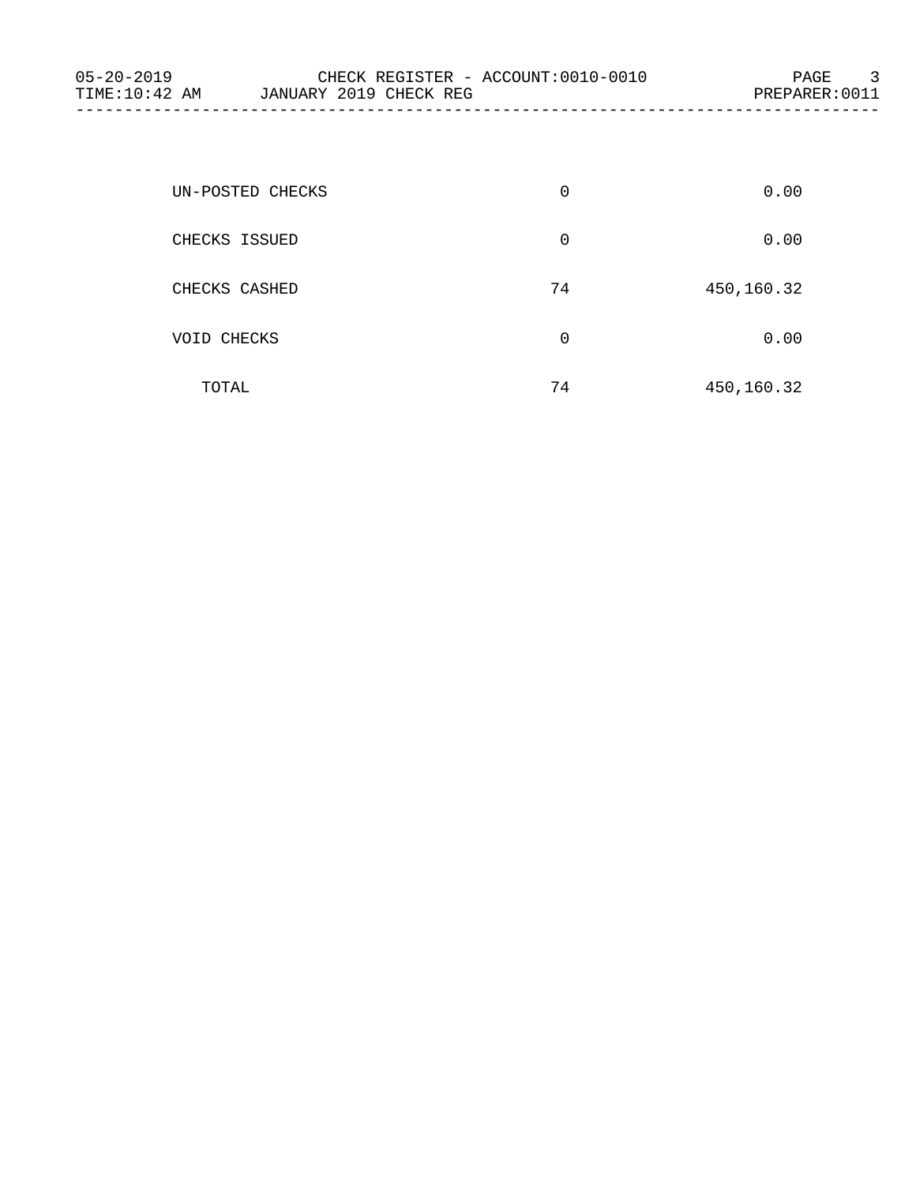| | | |
|---|---|---|
| UN-POSTED CHECKS | 0 | 0.00 |
| CHECKS ISSUED | 0 | 0.00 |
| CHECKS CASHED | 74 | 450,160.32 |
| VOID CHECKS | 0 | 0.00 |
| TOTAL | 74 | 450,160.32 |